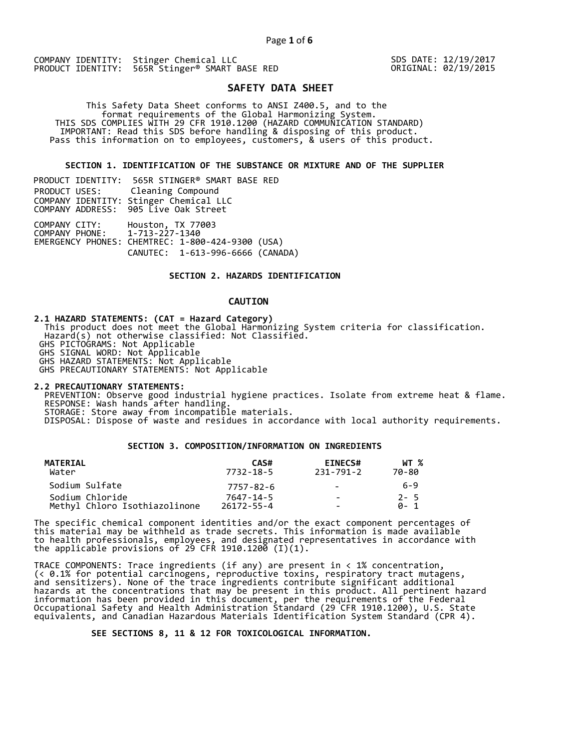COMPANY IDENTITY: Stinger Chemical LLC
PRODUCT IDENTITY: 565R Stinger® SMART BASE RED

SDS DATE: 12/19/2017
ORIGINAL: 02/19/2015

# SAFETY DATA SHEET

This Safety Data Sheet conforms to ANSI Z400.5, and to the format requirements of the Global Harmonizing System.
THIS SDS COMPLIES WITH 29 CFR 1910.1200 (HAZARD COMMUNICATION STANDARD)
IMPORTANT: Read this SDS before handling & disposing of this product.
Pass this information on to employees, customers, & users of this product.

## SECTION 1. IDENTIFICATION OF THE SUBSTANCE OR MIXTURE AND OF THE SUPPLIER

PRODUCT IDENTITY: 565R STINGER® SMART BASE RED
PRODUCT USES: Cleaning Compound
COMPANY IDENTITY: Stinger Chemical LLC
COMPANY ADDRESS: 905 Live Oak Street

COMPANY CITY: Houston, TX 77003
COMPANY PHONE: 1-713-227-1340
EMERGENCY PHONES: CHEMTREC: 1-800-424-9300 (USA)
CANUTEC: 1-613-996-6666 (CANADA)

## SECTION 2. HAZARDS IDENTIFICATION

**CAUTION**

**2.1 HAZARD STATEMENTS: (CAT = Hazard Category)**
This product does not meet the Global Harmonizing System criteria for classification.
Hazard(s) not otherwise classified: Not Classified.
GHS PICTOGRAMS: Not Applicable
GHS SIGNAL WORD: Not Applicable
GHS HAZARD STATEMENTS: Not Applicable
GHS PRECAUTIONARY STATEMENTS: Not Applicable

**2.2 PRECAUTIONARY STATEMENTS:**
PREVENTION: Observe good industrial hygiene practices. Isolate from extreme heat & flame.
RESPONSE: Wash hands after handling.
STORAGE: Store away from incompatible materials.
DISPOSAL: Dispose of waste and residues in accordance with local authority requirements.

## SECTION 3. COMPOSITION/INFORMATION ON INGREDIENTS

| MATERIAL | CAS# | EINECS# | WT % |
|---|---|---|---|
| Water | 7732-18-5 | 231-791-2 | 70-80 |
| Sodium Sulfate | 7757-82-6 | - | 6-9 |
| Sodium Chloride | 7647-14-5 | - | 2- 5 |
| Methyl Chloro Isothiazolinone | 26172-55-4 | - | 0- 1 |

The specific chemical component identities and/or the exact component percentages of this material may be withheld as trade secrets. This information is made available to health professionals, employees, and designated representatives in accordance with the applicable provisions of 29 CFR 1910.1200 (I)(1).

TRACE COMPONENTS: Trace ingredients (if any) are present in < 1% concentration, (< 0.1% for potential carcinogens, reproductive toxins, respiratory tract mutagens, and sensitizers). None of the trace ingredients contribute significant additional hazards at the concentrations that may be present in this product. All pertinent hazard information has been provided in this document, per the requirements of the Federal Occupational Safety and Health Administration Standard (29 CFR 1910.1200), U.S. State equivalents, and Canadian Hazardous Materials Identification System Standard (CPR 4).

**SEE SECTIONS 8, 11 & 12 FOR TOXICOLOGICAL INFORMATION.**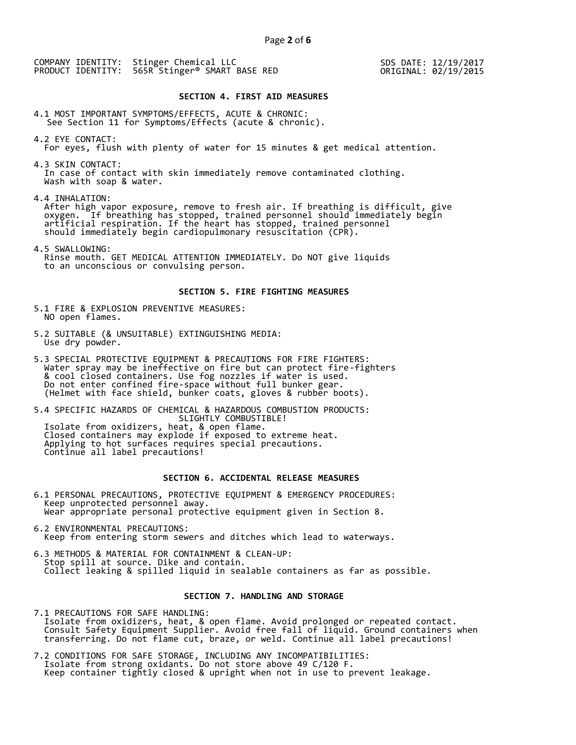COMPANY IDENTITY: Stinger Chemical LLC
PRODUCT IDENTITY: 565R Stinger® SMART BASE RED

SDS DATE: 12/19/2017
ORIGINAL: 02/19/2015

## SECTION 4. FIRST AID MEASURES

4.1 MOST IMPORTANT SYMPTOMS/EFFECTS, ACUTE & CHRONIC:
See Section 11 for Symptoms/Effects (acute & chronic).

4.2 EYE CONTACT:
For eyes, flush with plenty of water for 15 minutes & get medical attention.

4.3 SKIN CONTACT:
In case of contact with skin immediately remove contaminated clothing.
Wash with soap & water.

4.4 INHALATION:
After high vapor exposure, remove to fresh air. If breathing is difficult, give oxygen. If breathing has stopped, trained personnel should immediately begin artificial respiration. If the heart has stopped, trained personnel should immediately begin cardiopulmonary resuscitation (CPR).

4.5 SWALLOWING:
Rinse mouth. GET MEDICAL ATTENTION IMMEDIATELY. Do NOT give liquids to an unconscious or convulsing person.

## SECTION 5. FIRE FIGHTING MEASURES

5.1 FIRE & EXPLOSION PREVENTIVE MEASURES:
NO open flames.

5.2 SUITABLE (& UNSUITABLE) EXTINGUISHING MEDIA:
Use dry powder.

5.3 SPECIAL PROTECTIVE EQUIPMENT & PRECAUTIONS FOR FIRE FIGHTERS:
Water spray may be ineffective on fire but can protect fire-fighters & cool closed containers. Use fog nozzles if water is used.
Do not enter confined fire-space without full bunker gear.
(Helmet with face shield, bunker coats, gloves & rubber boots).

5.4 SPECIFIC HAZARDS OF CHEMICAL & HAZARDOUS COMBUSTION PRODUCTS:
SLIGHTLY COMBUSTIBLE!
Isolate from oxidizers, heat, & open flame.
Closed containers may explode if exposed to extreme heat.
Applying to hot surfaces requires special precautions.
Continue all label precautions!

## SECTION 6. ACCIDENTAL RELEASE MEASURES

6.1 PERSONAL PRECAUTIONS, PROTECTIVE EQUIPMENT & EMERGENCY PROCEDURES:
Keep unprotected personnel away.
Wear appropriate personal protective equipment given in Section 8.

6.2 ENVIRONMENTAL PRECAUTIONS:
Keep from entering storm sewers and ditches which lead to waterways.

6.3 METHODS & MATERIAL FOR CONTAINMENT & CLEAN-UP:
Stop spill at source. Dike and contain.
Collect leaking & spilled liquid in sealable containers as far as possible.

## SECTION 7. HANDLING AND STORAGE

7.1 PRECAUTIONS FOR SAFE HANDLING:
Isolate from oxidizers, heat, & open flame. Avoid prolonged or repeated contact.
Consult Safety Equipment Supplier. Avoid free fall of liquid. Ground containers when transferring. Do not flame cut, braze, or weld. Continue all label precautions!

7.2 CONDITIONS FOR SAFE STORAGE, INCLUDING ANY INCOMPATIBILITIES:
Isolate from strong oxidants. Do not store above 49 C/120 F.
Keep container tightly closed & upright when not in use to prevent leakage.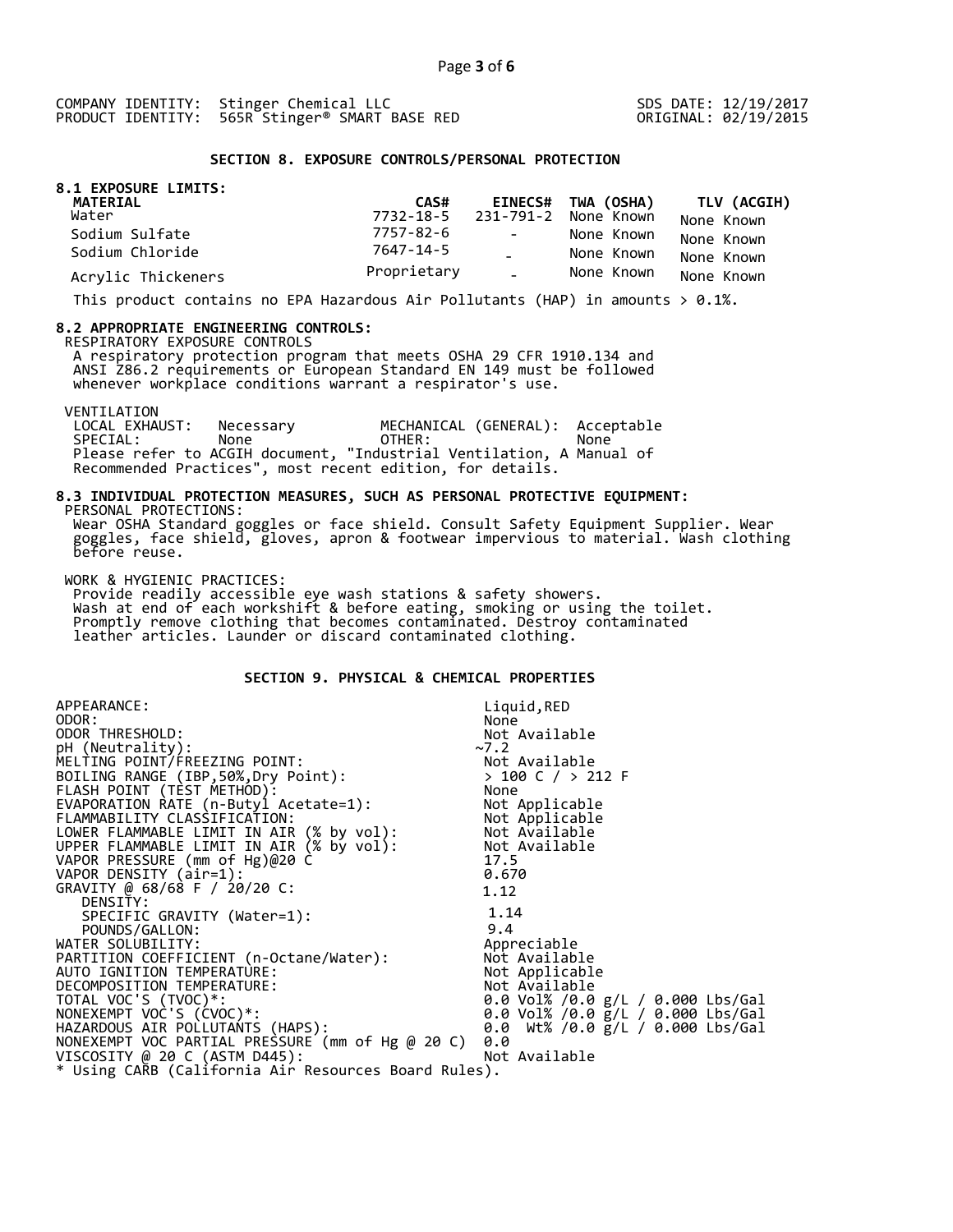COMPANY IDENTITY: Stinger Chemical LLC
PRODUCT IDENTITY: 565R Stinger® SMART BASE RED

SDS DATE: 12/19/2017
ORIGINAL: 02/19/2015

## SECTION 8. EXPOSURE CONTROLS/PERSONAL PROTECTION

### 8.1 EXPOSURE LIMITS:

| MATERIAL | CAS# | EINECS# | TWA (OSHA) | TLV (ACGIH) |
|---|---|---|---|---|
| Water | 7732-18-5 | 231-791-2 | None Known | None Known |
| Sodium Sulfate | 7757-82-6 | - | None Known | None Known |
| Sodium Chloride | 7647-14-5 | - | None Known | None Known |
| Acrylic Thickeners | Proprietary | - | None Known | None Known |

This product contains no EPA Hazardous Air Pollutants (HAP) in amounts > 0.1%.

### 8.2 APPROPRIATE ENGINEERING CONTROLS:

RESPIRATORY EXPOSURE CONTROLS
A respiratory protection program that meets OSHA 29 CFR 1910.134 and ANSI Z86.2 requirements or European Standard EN 149 must be followed whenever workplace conditions warrant a respirator's use.

VENTILATION

| | | | |
|---|---|---|---|
| LOCAL EXHAUST: | Necessary | MECHANICAL (GENERAL): | Acceptable |
| SPECIAL: | None | OTHER: | None |

Please refer to ACGIH document, "Industrial Ventilation, A Manual of Recommended Practices", most recent edition, for details.

### 8.3 INDIVIDUAL PROTECTION MEASURES, SUCH AS PERSONAL PROTECTIVE EQUIPMENT:

PERSONAL PROTECTIONS:
Wear OSHA Standard goggles or face shield. Consult Safety Equipment Supplier. Wear goggles, face shield, gloves, apron & footwear impervious to material. Wash clothing before reuse.

WORK & HYGIENIC PRACTICES:
Provide readily accessible eye wash stations & safety showers.
Wash at end of each workshift & before eating, smoking or using the toilet.
Promptly remove clothing that becomes contaminated. Destroy contaminated leather articles. Launder or discard contaminated clothing.

## SECTION 9. PHYSICAL & CHEMICAL PROPERTIES

| | |
|---|---|
| APPEARANCE: | Liquid,RED |
| ODOR: | None |
| ODOR THRESHOLD: | Not Available |
| pH (Neutrality): | ~7.2 |
| MELTING POINT/FREEZING POINT: | Not Available |
| BOILING RANGE (IBP,50%,Dry Point): | > 100 C / > 212 F |
| FLASH POINT (TEST METHOD): | None |
| EVAPORATION RATE (n-Butyl Acetate=1): | Not Applicable |
| FLAMMABILITY CLASSIFICATION: | Not Applicable |
| LOWER FLAMMABLE LIMIT IN AIR (% by vol): | Not Available |
| UPPER FLAMMABLE LIMIT IN AIR (% by vol): | Not Available |
| VAPOR PRESSURE (mm of Hg)@20 C | 17.5 |
| VAPOR DENSITY (air=1): | 0.670 |
| GRAVITY @ 68/68 F / 20/20 C: | 1.12 |
| DENSITY: | |
| SPECIFIC GRAVITY (Water=1): | 1.14 |
| POUNDS/GALLON: | 9.4 |
| WATER SOLUBILITY: | Appreciable |
| PARTITION COEFFICIENT (n-Octane/Water): | Not Available |
| AUTO IGNITION TEMPERATURE: | Not Applicable |
| DECOMPOSITION TEMPERATURE: | Not Available |
| TOTAL VOC'S (TVOC)*: | 0.0 Vol% /0.0 g/L / 0.000 Lbs/Gal |
| NONEXEMPT VOC'S (CVOC)*: | 0.0 Vol% /0.0 g/L / 0.000 Lbs/Gal |
| HAZARDOUS AIR POLLUTANTS (HAPS): | 0.0 Wt% /0.0 g/L / 0.000 Lbs/Gal |
| NONEXEMPT VOC PARTIAL PRESSURE (mm of Hg @ 20 C) | 0.0 |
| VISCOSITY @ 20 C (ASTM D445): | Not Available |

* Using CARB (California Air Resources Board Rules).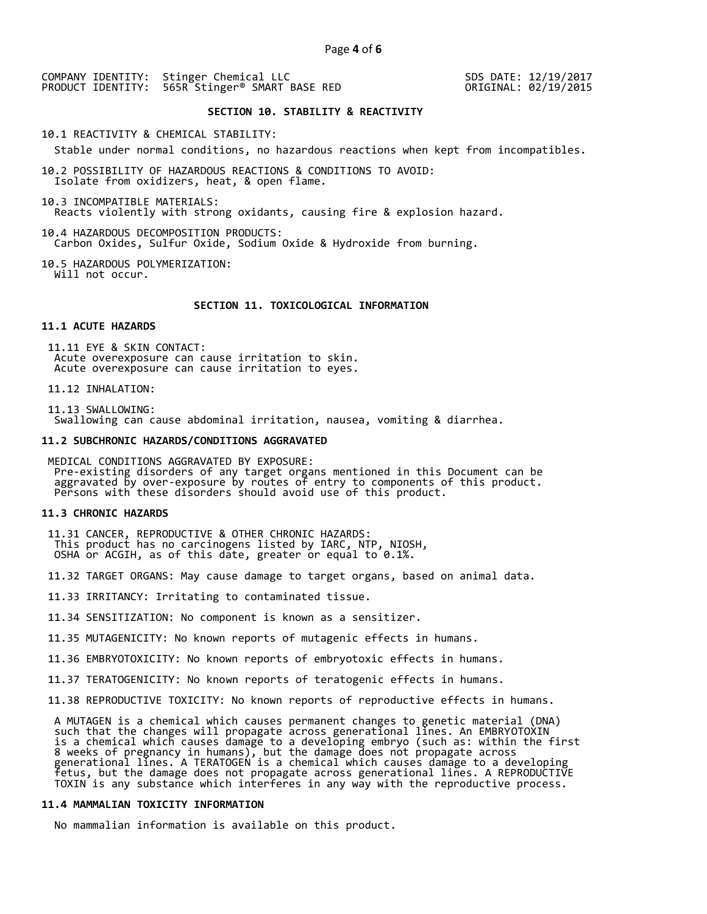COMPANY IDENTITY: Stinger Chemical LLC
PRODUCT IDENTITY: 565R Stinger® SMART BASE RED

SDS DATE: 12/19/2017
ORIGINAL: 02/19/2015

## SECTION 10. STABILITY & REACTIVITY

10.1 REACTIVITY & CHEMICAL STABILITY:
Stable under normal conditions, no hazardous reactions when kept from incompatibles.

10.2 POSSIBILITY OF HAZARDOUS REACTIONS & CONDITIONS TO AVOID:
Isolate from oxidizers, heat, & open flame.

10.3 INCOMPATIBLE MATERIALS:
Reacts violently with strong oxidants, causing fire & explosion hazard.

10.4 HAZARDOUS DECOMPOSITION PRODUCTS:
Carbon Oxides, Sulfur Oxide, Sodium Oxide & Hydroxide from burning.

10.5 HAZARDOUS POLYMERIZATION:
Will not occur.

## SECTION 11. TOXICOLOGICAL INFORMATION

### 11.1 ACUTE HAZARDS

11.11 EYE & SKIN CONTACT:
Acute overexposure can cause irritation to skin.
Acute overexposure can cause irritation to eyes.

11.12 INHALATION:

11.13 SWALLOWING:
Swallowing can cause abdominal irritation, nausea, vomiting & diarrhea.

### 11.2 SUBCHRONIC HAZARDS/CONDITIONS AGGRAVATED

MEDICAL CONDITIONS AGGRAVATED BY EXPOSURE:
Pre-existing disorders of any target organs mentioned in this Document can be aggravated by over-exposure by routes of entry to components of this product. Persons with these disorders should avoid use of this product.

### 11.3 CHRONIC HAZARDS

11.31 CANCER, REPRODUCTIVE & OTHER CHRONIC HAZARDS:
This product has no carcinogens listed by IARC, NTP, NIOSH, OSHA or ACGIH, as of this date, greater or equal to 0.1%.

11.32 TARGET ORGANS: May cause damage to target organs, based on animal data.

11.33 IRRITANCY: Irritating to contaminated tissue.

11.34 SENSITIZATION: No component is known as a sensitizer.

11.35 MUTAGENICITY: No known reports of mutagenic effects in humans.

11.36 EMBRYOTOXICITY: No known reports of embryotoxic effects in humans.

11.37 TERATOGENICITY: No known reports of teratogenic effects in humans.

11.38 REPRODUCTIVE TOXICITY: No known reports of reproductive effects in humans.

A MUTAGEN is a chemical which causes permanent changes to genetic material (DNA) such that the changes will propagate across generational lines. An EMBRYOTOXIN is a chemical which causes damage to a developing embryo (such as: within the first 8 weeks of pregnancy in humans), but the damage does not propagate across generational lines. A TERATOGEN is a chemical which causes damage to a developing fetus, but the damage does not propagate across generational lines. A REPRODUCTIVE TOXIN is any substance which interferes in any way with the reproductive process.

### 11.4 MAMMALIAN TOXICITY INFORMATION

No mammalian information is available on this product.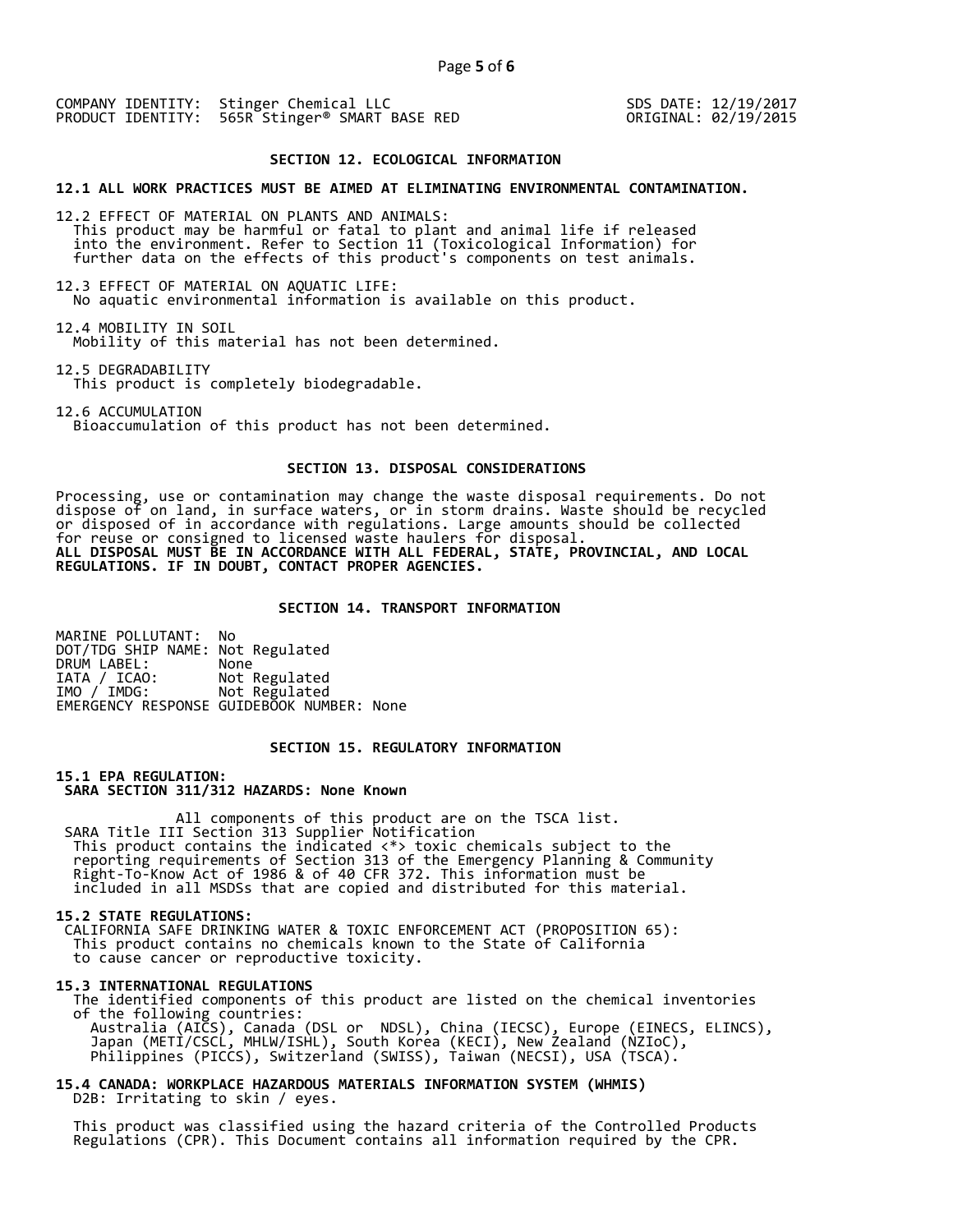COMPANY IDENTITY: Stinger Chemical LLC
PRODUCT IDENTITY: 565R Stinger® SMART BASE RED

SDS DATE: 12/19/2017
ORIGINAL: 02/19/2015

## SECTION 12. ECOLOGICAL INFORMATION

**12.1 ALL WORK PRACTICES MUST BE AIMED AT ELIMINATING ENVIRONMENTAL CONTAMINATION.**

12.2 EFFECT OF MATERIAL ON PLANTS AND ANIMALS:
This product may be harmful or fatal to plant and animal life if released into the environment. Refer to Section 11 (Toxicological Information) for further data on the effects of this product's components on test animals.

12.3 EFFECT OF MATERIAL ON AQUATIC LIFE:
No aquatic environmental information is available on this product.

12.4 MOBILITY IN SOIL
Mobility of this material has not been determined.

12.5 DEGRADABILITY
This product is completely biodegradable.

12.6 ACCUMULATION
Bioaccumulation of this product has not been determined.

## SECTION 13. DISPOSAL CONSIDERATIONS

Processing, use or contamination may change the waste disposal requirements. Do not dispose of on land, in surface waters, or in storm drains. Waste should be recycled or disposed of in accordance with regulations. Large amounts should be collected for reuse or consigned to licensed waste haulers for disposal.
**ALL DISPOSAL MUST BE IN ACCORDANCE WITH ALL FEDERAL, STATE, PROVINCIAL, AND LOCAL REGULATIONS. IF IN DOUBT, CONTACT PROPER AGENCIES.**

## SECTION 14. TRANSPORT INFORMATION

MARINE POLLUTANT: No
DOT/TDG SHIP NAME: Not Regulated
DRUM LABEL: None
IATA / ICAO: Not Regulated
IMO / IMDG: Not Regulated
EMERGENCY RESPONSE GUIDEBOOK NUMBER: None

## SECTION 15. REGULATORY INFORMATION

**15.1 EPA REGULATION:**
**SARA SECTION 311/312 HAZARDS: None Known**

All components of this product are on the TSCA list.
SARA Title III Section 313 Supplier Notification
This product contains the indicated <*> toxic chemicals subject to the reporting requirements of Section 313 of the Emergency Planning & Community Right-To-Know Act of 1986 & of 40 CFR 372. This information must be included in all MSDSs that are copied and distributed for this material.

**15.2 STATE REGULATIONS:**
CALIFORNIA SAFE DRINKING WATER & TOXIC ENFORCEMENT ACT (PROPOSITION 65):
This product contains no chemicals known to the State of California to cause cancer or reproductive toxicity.

**15.3 INTERNATIONAL REGULATIONS**
The identified components of this product are listed on the chemical inventories of the following countries:
Australia (AICS), Canada (DSL or NDSL), China (IECSC), Europe (EINECS, ELINCS), Japan (METI/CSCL, MHLW/ISHL), South Korea (KECI), New Zealand (NZIoC), Philippines (PICCS), Switzerland (SWISS), Taiwan (NECSI), USA (TSCA).

**15.4 CANADA: WORKPLACE HAZARDOUS MATERIALS INFORMATION SYSTEM (WHMIS)**
D2B: Irritating to skin / eyes.

This product was classified using the hazard criteria of the Controlled Products Regulations (CPR). This Document contains all information required by the CPR.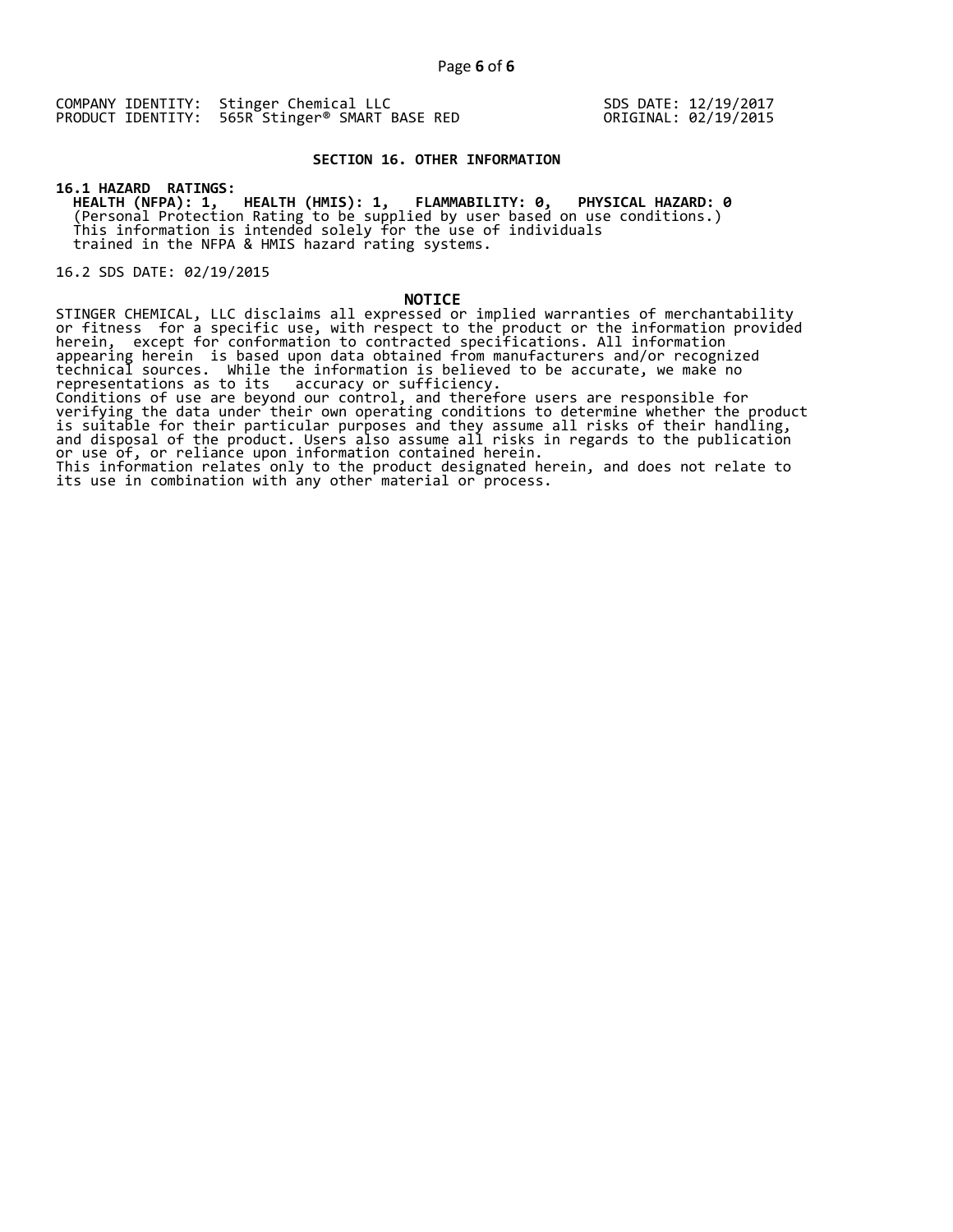COMPANY IDENTITY: Stinger Chemical LLC
PRODUCT IDENTITY: 565R Stinger® SMART BASE RED

SDS DATE: 12/19/2017
ORIGINAL: 02/19/2015

## SECTION 16. OTHER INFORMATION

**16.1 HAZARD RATINGS:**

**HEALTH (NFPA): 1, HEALTH (HMIS): 1, FLAMMABILITY: 0, PHYSICAL HAZARD: 0**

(Personal Protection Rating to be supplied by user based on use conditions.)
This information is intended solely for the use of individuals trained in the NFPA & HMIS hazard rating systems.

16.2 SDS DATE: 02/19/2015

**NOTICE**

STINGER CHEMICAL, LLC disclaims all expressed or implied warranties of merchantability or fitness for a specific use, with respect to the product or the information provided herein, except for conformation to contracted specifications. All information appearing herein is based upon data obtained from manufacturers and/or recognized technical sources. While the information is believed to be accurate, we make no representations as to its accuracy or sufficiency.

Conditions of use are beyond our control, and therefore users are responsible for verifying the data under their own operating conditions to determine whether the product is suitable for their particular purposes and they assume all risks of their handling, and disposal of the product. Users also assume all risks in regards to the publication or use of, or reliance upon information contained herein.

This information relates only to the product designated herein, and does not relate to its use in combination with any other material or process.